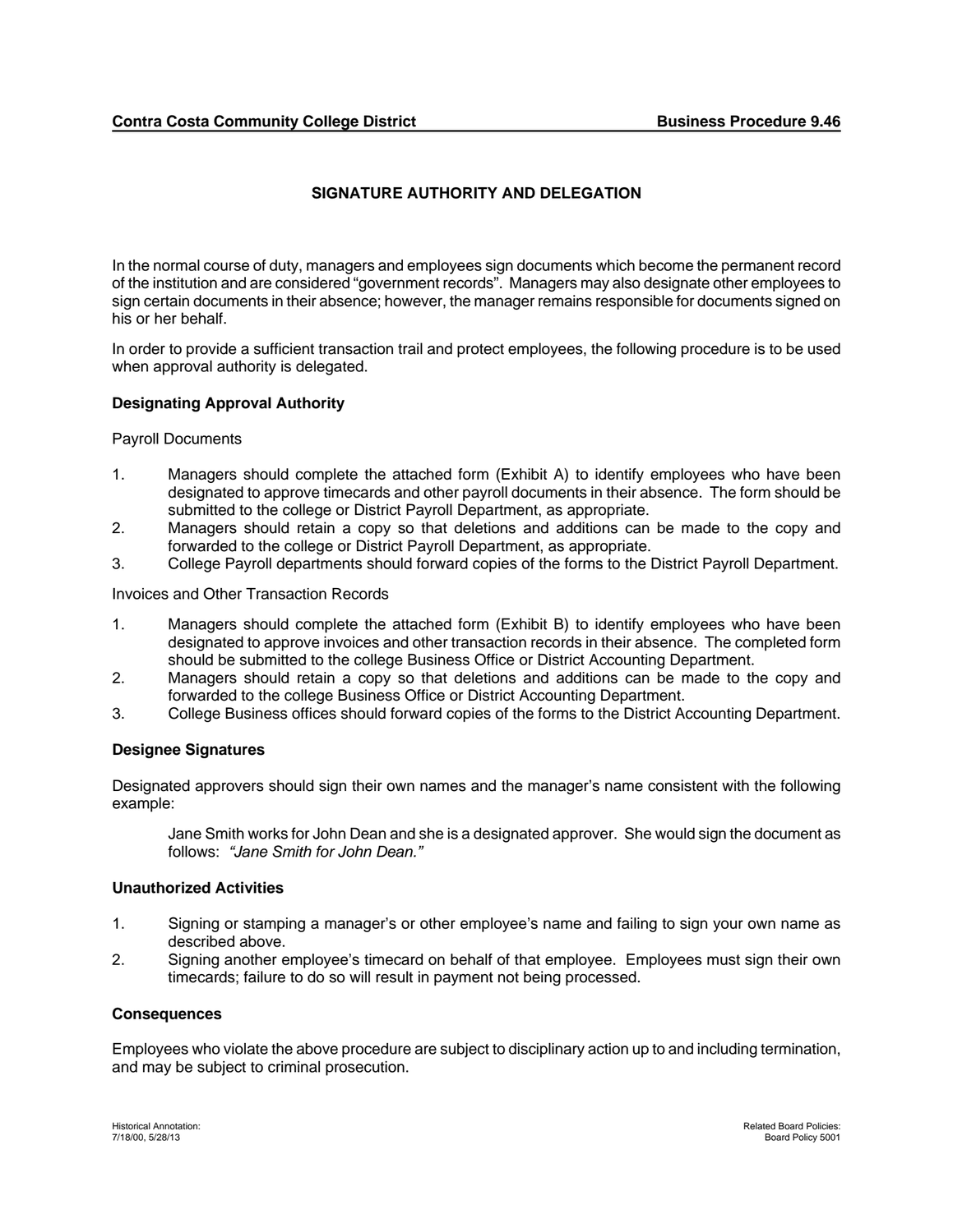**Contra Costa Community College District** **Business Procedure 9.46**

# SIGNATURE AUTHORITY AND DELEGATION

In the normal course of duty, managers and employees sign documents which become the permanent record of the institution and are considered "government records". Managers may also designate other employees to sign certain documents in their absence; however, the manager remains responsible for documents signed on his or her behalf.

In order to provide a sufficient transaction trail and protect employees, the following procedure is to be used when approval authority is delegated.

## Designating Approval Authority

Payroll Documents

1. Managers should complete the attached form (Exhibit A) to identify employees who have been designated to approve timecards and other payroll documents in their absence. The form should be submitted to the college or District Payroll Department, as appropriate.
2. Managers should retain a copy so that deletions and additions can be made to the copy and forwarded to the college or District Payroll Department, as appropriate.
3. College Payroll departments should forward copies of the forms to the District Payroll Department.

Invoices and Other Transaction Records

1. Managers should complete the attached form (Exhibit B) to identify employees who have been designated to approve invoices and other transaction records in their absence. The completed form should be submitted to the college Business Office or District Accounting Department.
2. Managers should retain a copy so that deletions and additions can be made to the copy and forwarded to the college Business Office or District Accounting Department.
3. College Business offices should forward copies of the forms to the District Accounting Department.

## Designee Signatures

Designated approvers should sign their own names and the manager's name consistent with the following example:

> Jane Smith works for John Dean and she is a designated approver. She would sign the document as follows: *"Jane Smith for John Dean."*

## Unauthorized Activities

1. Signing or stamping a manager's or other employee's name and failing to sign your own name as described above.
2. Signing another employee's timecard on behalf of that employee. Employees must sign their own timecards; failure to do so will result in payment not being processed.

## Consequences

Employees who violate the above procedure are subject to disciplinary action up to and including termination, and may be subject to criminal prosecution.

Historical Annotation:
7/18/00, 5/28/13

Related Board Policies:
Board Policy 5001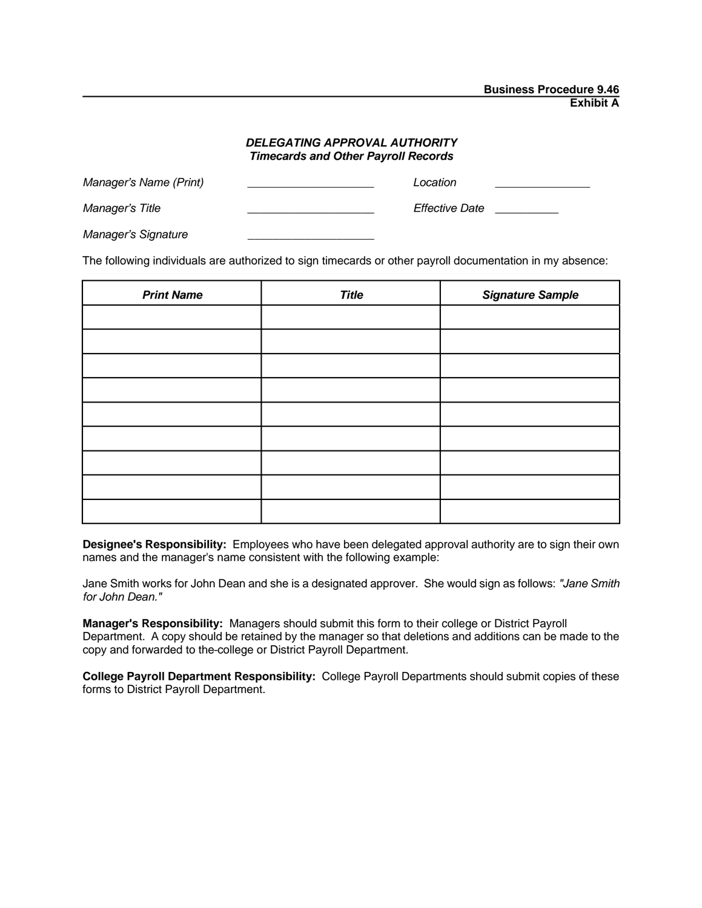**Business Procedure 9.46**
**Exhibit A**

### *DELEGATING APPROVAL AUTHORITY*
### *Timecards and Other Payroll Records*

*Manager's Name (Print)* \_\_\_\_\_\_\_\_\_\_\_\_\_\_\_\_\_\_\_\_ *Location* \_\_\_\_\_\_\_\_\_\_\_\_\_\_\_

*Manager's Title* \_\_\_\_\_\_\_\_\_\_\_\_\_\_\_\_\_\_\_\_ *Effective Date* \_\_\_\_\_\_\_\_\_\_

*Manager's Signature* \_\_\_\_\_\_\_\_\_\_\_\_\_\_\_\_\_\_\_\_

The following individuals are authorized to sign timecards or other payroll documentation in my absence:

| *Print Name* | *Title* | *Signature Sample* |
|---|---|---|
| | | |
| | | |
| | | |
| | | |
| | | |
| | | |
| | | |
| | | |
| | | |

**Designee's Responsibility:** Employees who have been delegated approval authority are to sign their own names and the manager's name consistent with the following example:

Jane Smith works for John Dean and she is a designated approver. She would sign as follows: *"Jane Smith for John Dean."*

**Manager's Responsibility:** Managers should submit this form to their college or District Payroll Department. A copy should be retained by the manager so that deletions and additions can be made to the copy and forwarded to the college or District Payroll Department.

**College Payroll Department Responsibility:** College Payroll Departments should submit copies of these forms to District Payroll Department.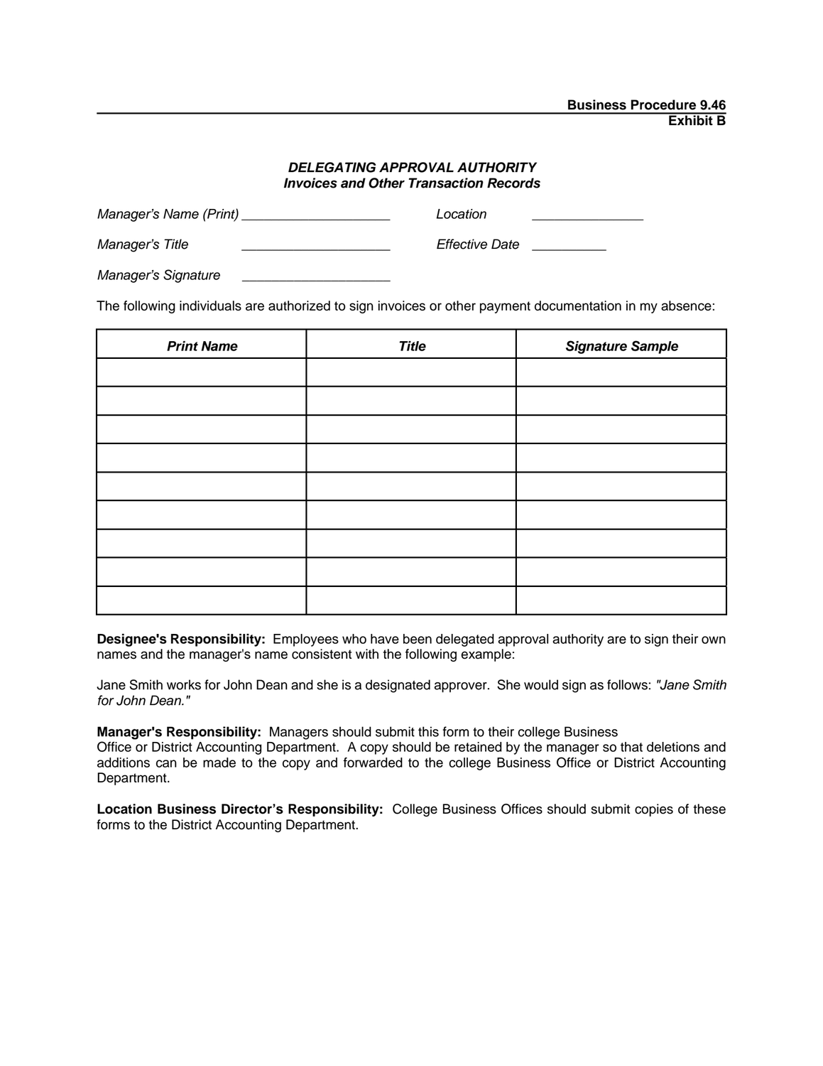**Business Procedure 9.46**
**Exhibit B**

### *DELEGATING APPROVAL AUTHORITY*
### *Invoices and Other Transaction Records*

*Manager's Name (Print)* ____________________ *Location* _______________

*Manager's Title* ____________________ *Effective Date* __________

*Manager's Signature* ____________________

The following individuals are authorized to sign invoices or other payment documentation in my absence:

| *Print Name* | *Title* | *Signature Sample* |
|---|---|---|
| | | |
| | | |
| | | |
| | | |
| | | |
| | | |
| | | |
| | | |
| | | |

**Designee's Responsibility:** Employees who have been delegated approval authority are to sign their own names and the manager's name consistent with the following example:

Jane Smith works for John Dean and she is a designated approver. She would sign as follows: *"Jane Smith for John Dean."*

**Manager's Responsibility:** Managers should submit this form to their college Business Office or District Accounting Department. A copy should be retained by the manager so that deletions and additions can be made to the copy and forwarded to the college Business Office or District Accounting Department.

**Location Business Director's Responsibility:** College Business Offices should submit copies of these forms to the District Accounting Department.